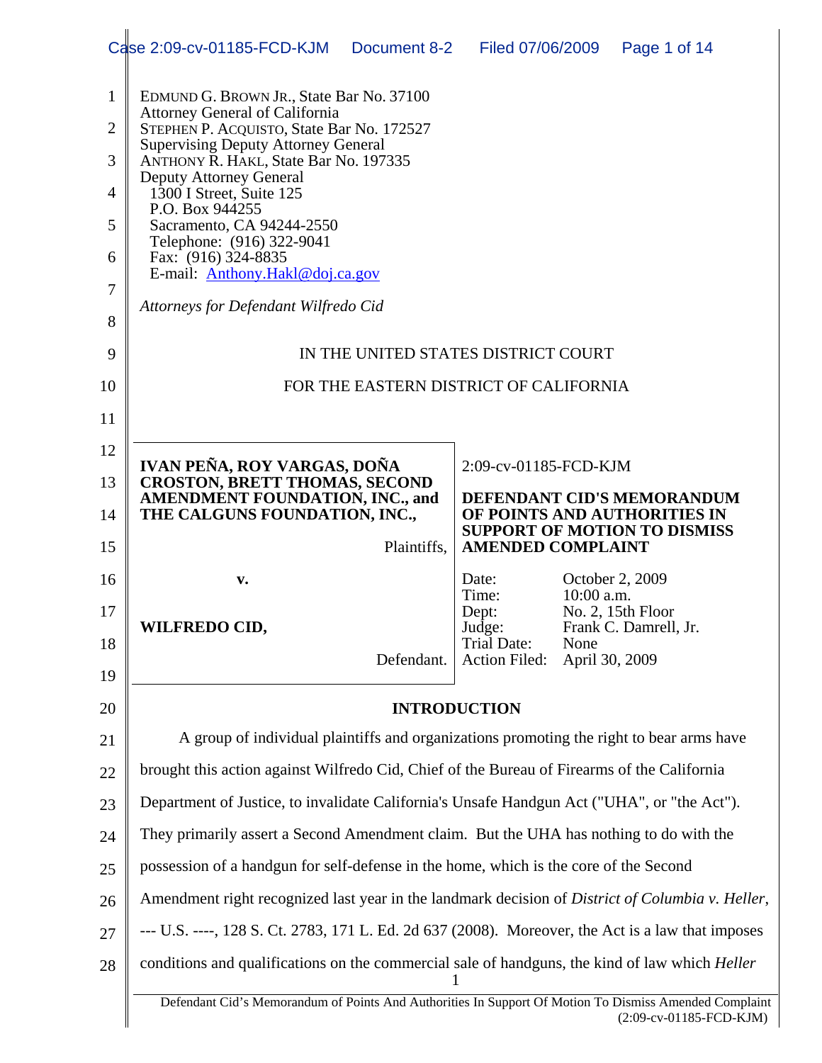EDMUND G. BROWN JR., State Bar No. 37100
Attorney General of California
STEPHEN P. ACQUISTO, State Bar No. 172527
Supervising Deputy Attorney General
ANTHONY R. HAKL, State Bar No. 197335
Deputy Attorney General
1300 I Street, Suite 125
P.O. Box 944255
Sacramento, CA 94244-2550
Telephone: (916) 322-9041
Fax: (916) 324-8835
E-mail: Anthony.Hakl@doj.ca.gov

*Attorneys for Defendant Wilfredo Cid*

IN THE UNITED STATES DISTRICT COURT

FOR THE EASTERN DISTRICT OF CALIFORNIA

| | |
|---|---|
| **IVAN PEÑA, ROY VARGAS, DOÑA CROSTON, BRETT THOMAS, SECOND AMENDMENT FOUNDATION, INC., and THE CALGUNS FOUNDATION, INC.,**<br><br>Plaintiffs,<br><br>**v.**<br><br>**WILFREDO CID,**<br><br>Defendant. | 2:09-cv-01185-FCD-KJM<br><br>**DEFENDANT CID'S MEMORANDUM OF POINTS AND AUTHORITIES IN SUPPORT OF MOTION TO DISMISS AMENDED COMPLAINT**<br><br>Date: October 2, 2009<br>Time: 10:00 a.m.<br>Dept: No. 2, 15th Floor<br>Judge: Frank C. Damrell, Jr.<br>Trial Date: None<br>Action Filed: April 30, 2009 |

## INTRODUCTION

A group of individual plaintiffs and organizations promoting the right to bear arms have brought this action against Wilfredo Cid, Chief of the Bureau of Firearms of the California Department of Justice, to invalidate California's Unsafe Handgun Act ("UHA", or "the Act"). They primarily assert a Second Amendment claim. But the UHA has nothing to do with the possession of a handgun for self-defense in the home, which is the core of the Second Amendment right recognized last year in the landmark decision of *District of Columbia v. Heller*, --- U.S. ----, 128 S. Ct. 2783, 171 L. Ed. 2d 637 (2008). Moreover, the Act is a law that imposes conditions and qualifications on the commercial sale of handguns, the kind of law which *Heller*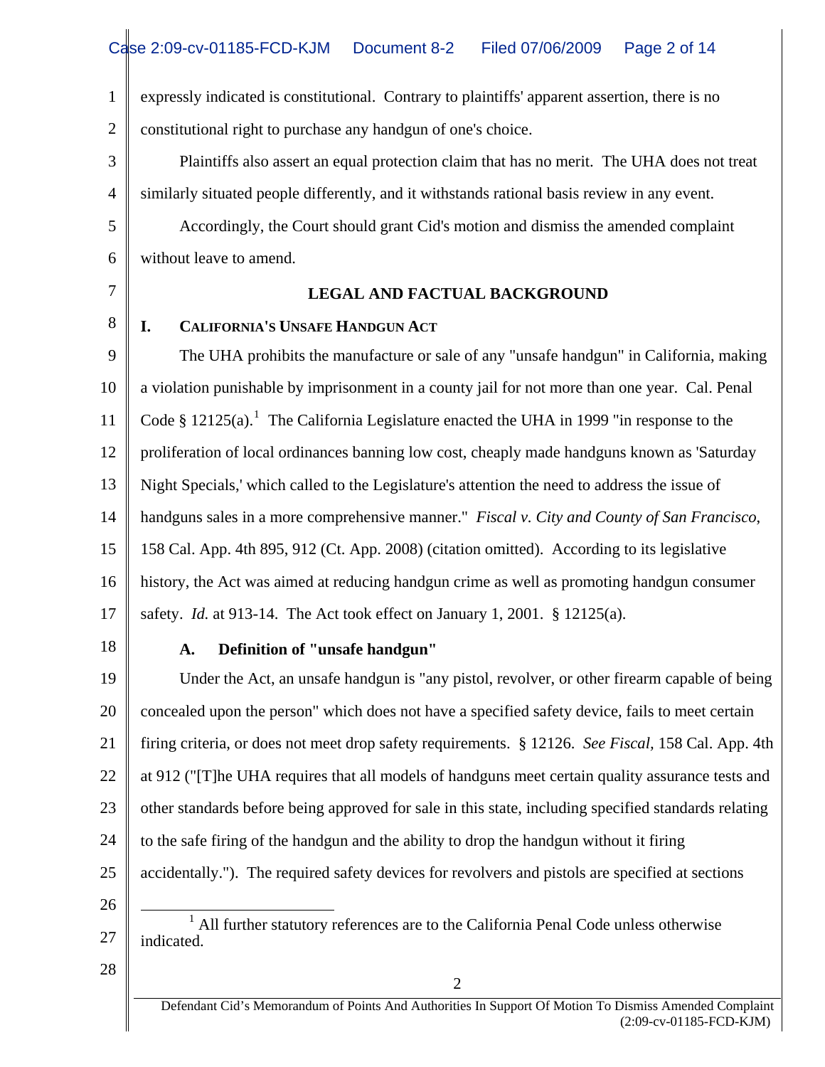expressly indicated is constitutional. Contrary to plaintiffs' apparent assertion, there is no constitutional right to purchase any handgun of one's choice.

Plaintiffs also assert an equal protection claim that has no merit. The UHA does not treat similarly situated people differently, and it withstands rational basis review in any event.

Accordingly, the Court should grant Cid's motion and dismiss the amended complaint without leave to amend.

## LEGAL AND FACTUAL BACKGROUND

### I. CALIFORNIA'S UNSAFE HANDGUN ACT

The UHA prohibits the manufacture or sale of any "unsafe handgun" in California, making a violation punishable by imprisonment in a county jail for not more than one year. Cal. Penal Code § 12125(a).[1] The California Legislature enacted the UHA in 1999 "in response to the proliferation of local ordinances banning low cost, cheaply made handguns known as 'Saturday Night Specials,' which called to the Legislature's attention the need to address the issue of handguns sales in a more comprehensive manner." *Fiscal v. City and County of San Francisco*, 158 Cal. App. 4th 895, 912 (Ct. App. 2008) (citation omitted). According to its legislative history, the Act was aimed at reducing handgun crime as well as promoting handgun consumer safety. *Id.* at 913-14. The Act took effect on January 1, 2001. § 12125(a).

#### A. Definition of "unsafe handgun"

Under the Act, an unsafe handgun is "any pistol, revolver, or other firearm capable of being concealed upon the person" which does not have a specified safety device, fails to meet certain firing criteria, or does not meet drop safety requirements. § 12126. *See Fiscal,* 158 Cal. App. 4th at 912 ("[T]he UHA requires that all models of handguns meet certain quality assurance tests and other standards before being approved for sale in this state, including specified standards relating to the safe firing of the handgun and the ability to drop the handgun without it firing accidentally."). The required safety devices for revolvers and pistols are specified at sections

---

[1] All further statutory references are to the California Penal Code unless otherwise indicated.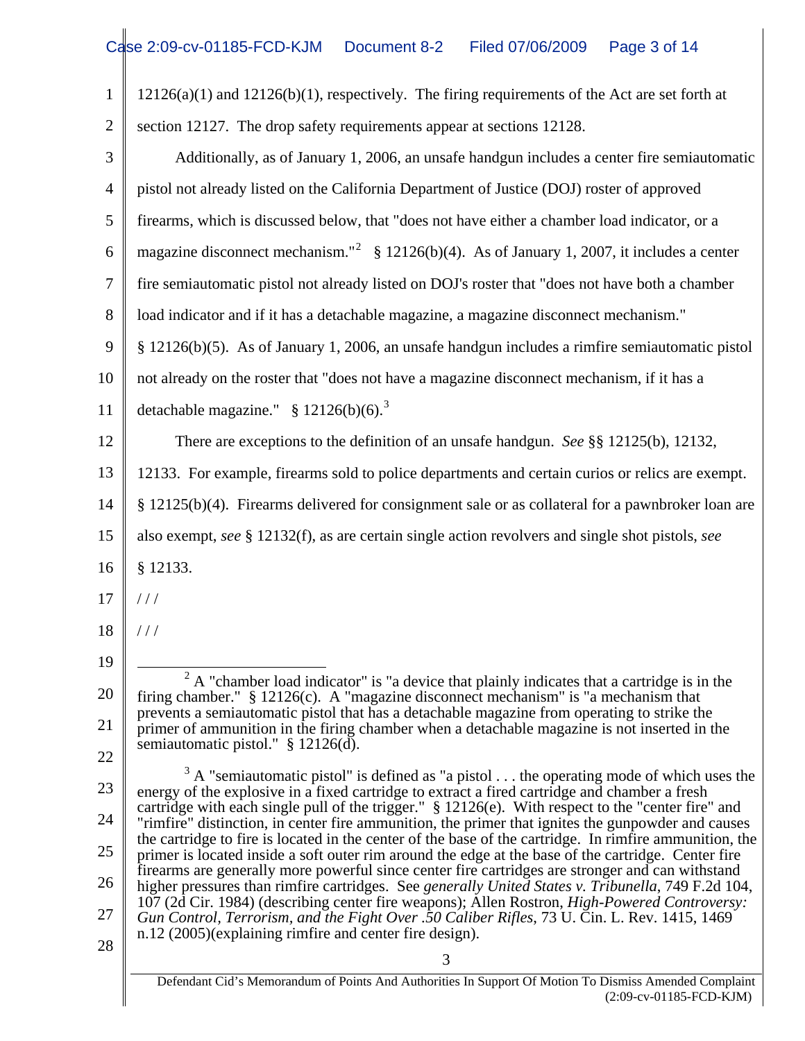12126(a)(1) and 12126(b)(1), respectively. The firing requirements of the Act are set forth at section 12127. The drop safety requirements appear at sections 12128.

Additionally, as of January 1, 2006, an unsafe handgun includes a center fire semiautomatic pistol not already listed on the California Department of Justice (DOJ) roster of approved firearms, which is discussed below, that "does not have either a chamber load indicator, or a magazine disconnect mechanism."[2] § 12126(b)(4). As of January 1, 2007, it includes a center fire semiautomatic pistol not already listed on DOJ's roster that "does not have both a chamber load indicator and if it has a detachable magazine, a magazine disconnect mechanism." § 12126(b)(5). As of January 1, 2006, an unsafe handgun includes a rimfire semiautomatic pistol not already on the roster that "does not have a magazine disconnect mechanism, if it has a detachable magazine." § 12126(b)(6).[3]

There are exceptions to the definition of an unsafe handgun. *See* §§ 12125(b), 12132, 12133. For example, firearms sold to police departments and certain curios or relics are exempt. § 12125(b)(4). Firearms delivered for consignment sale or as collateral for a pawnbroker loan are also exempt, *see* § 12132(f), as are certain single action revolvers and single shot pistols, *see* § 12133.

/ / /

/ / /

---

[2] A "chamber load indicator" is "a device that plainly indicates that a cartridge is in the firing chamber." § 12126(c). A "magazine disconnect mechanism" is "a mechanism that prevents a semiautomatic pistol that has a detachable magazine from operating to strike the primer of ammunition in the firing chamber when a detachable magazine is not inserted in the semiautomatic pistol." § 12126(d).

[3] A "semiautomatic pistol" is defined as "a pistol . . . the operating mode of which uses the energy of the explosive in a fixed cartridge to extract a fired cartridge and chamber a fresh cartridge with each single pull of the trigger." § 12126(e). With respect to the "center fire" and "rimfire" distinction, in center fire ammunition, the primer that ignites the gunpowder and causes the cartridge to fire is located in the center of the base of the cartridge. In rimfire ammunition, the primer is located inside a soft outer rim around the edge at the base of the cartridge. Center fire firearms are generally more powerful since center fire cartridges are stronger and can withstand higher pressures than rimfire cartridges. See *generally United States v. Tribunella*, 749 F.2d 104, 107 (2d Cir. 1984) (describing center fire weapons); Allen Rostron, *High-Powered Controversy: Gun Control, Terrorism, and the Fight Over .50 Caliber Rifles*, 73 U. Cin. L. Rev. 1415, 1469 n.12 (2005)(explaining rimfire and center fire design).

Defendant Cid's Memorandum of Points And Authorities In Support Of Motion To Dismiss Amended Complaint (2:09-cv-01185-FCD-KJM)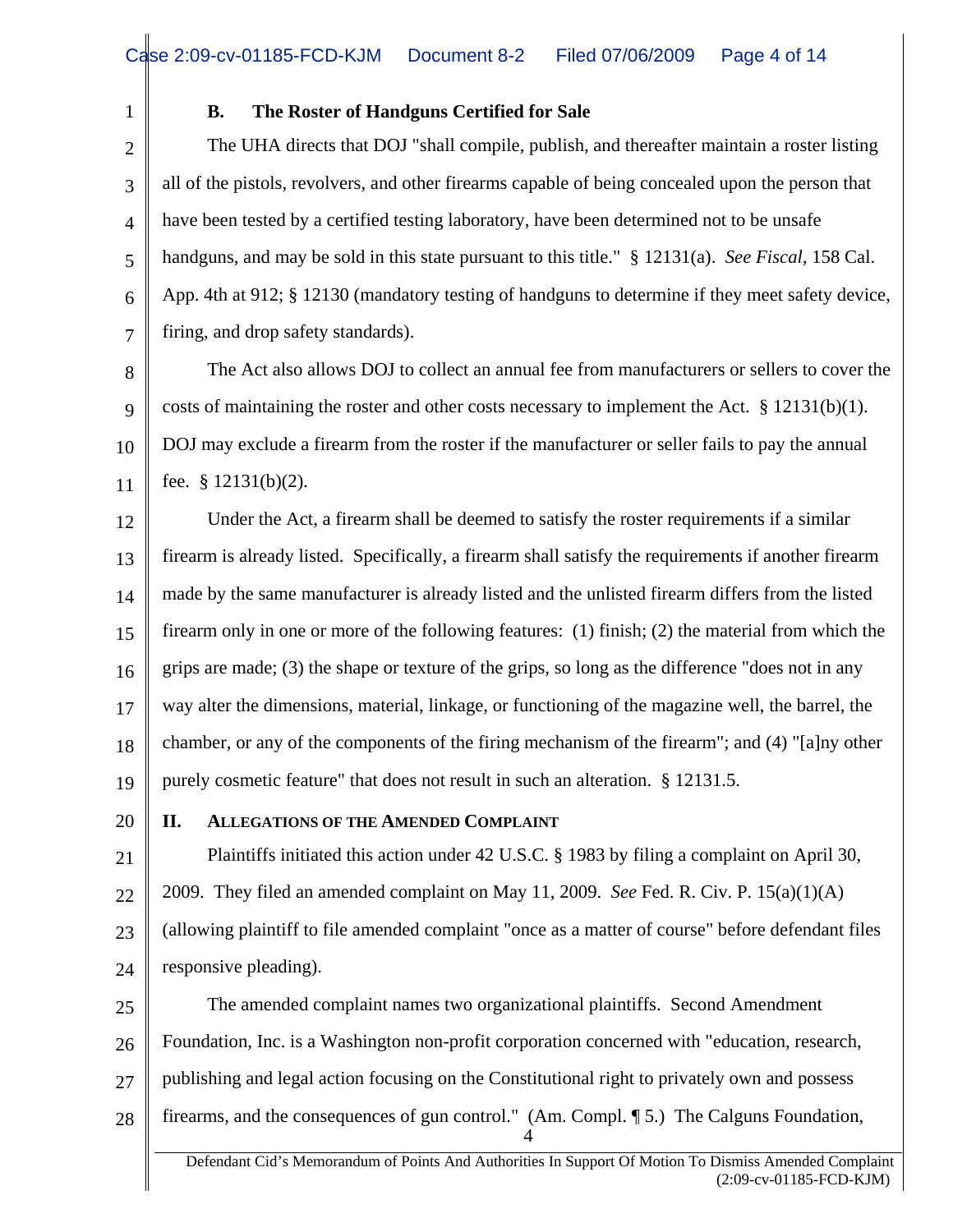### B. The Roster of Handguns Certified for Sale

The UHA directs that DOJ "shall compile, publish, and thereafter maintain a roster listing all of the pistols, revolvers, and other firearms capable of being concealed upon the person that have been tested by a certified testing laboratory, have been determined not to be unsafe handguns, and may be sold in this state pursuant to this title." § 12131(a). *See Fiscal*, 158 Cal. App. 4th at 912; § 12130 (mandatory testing of handguns to determine if they meet safety device, firing, and drop safety standards).

The Act also allows DOJ to collect an annual fee from manufacturers or sellers to cover the costs of maintaining the roster and other costs necessary to implement the Act. § 12131(b)(1). DOJ may exclude a firearm from the roster if the manufacturer or seller fails to pay the annual fee. § 12131(b)(2).

Under the Act, a firearm shall be deemed to satisfy the roster requirements if a similar firearm is already listed. Specifically, a firearm shall satisfy the requirements if another firearm made by the same manufacturer is already listed and the unlisted firearm differs from the listed firearm only in one or more of the following features: (1) finish; (2) the material from which the grips are made; (3) the shape or texture of the grips, so long as the difference "does not in any way alter the dimensions, material, linkage, or functioning of the magazine well, the barrel, the chamber, or any of the components of the firing mechanism of the firearm"; and (4) "[a]ny other purely cosmetic feature" that does not result in such an alteration. § 12131.5.

## II. ALLEGATIONS OF THE AMENDED COMPLAINT

Plaintiffs initiated this action under 42 U.S.C. § 1983 by filing a complaint on April 30, 2009. They filed an amended complaint on May 11, 2009. *See* Fed. R. Civ. P. 15(a)(1)(A) (allowing plaintiff to file amended complaint "once as a matter of course" before defendant files responsive pleading).

The amended complaint names two organizational plaintiffs. Second Amendment Foundation, Inc. is a Washington non-profit corporation concerned with "education, research, publishing and legal action focusing on the Constitutional right to privately own and possess firearms, and the consequences of gun control." (Am. Compl. ¶ 5.) The Calguns Foundation,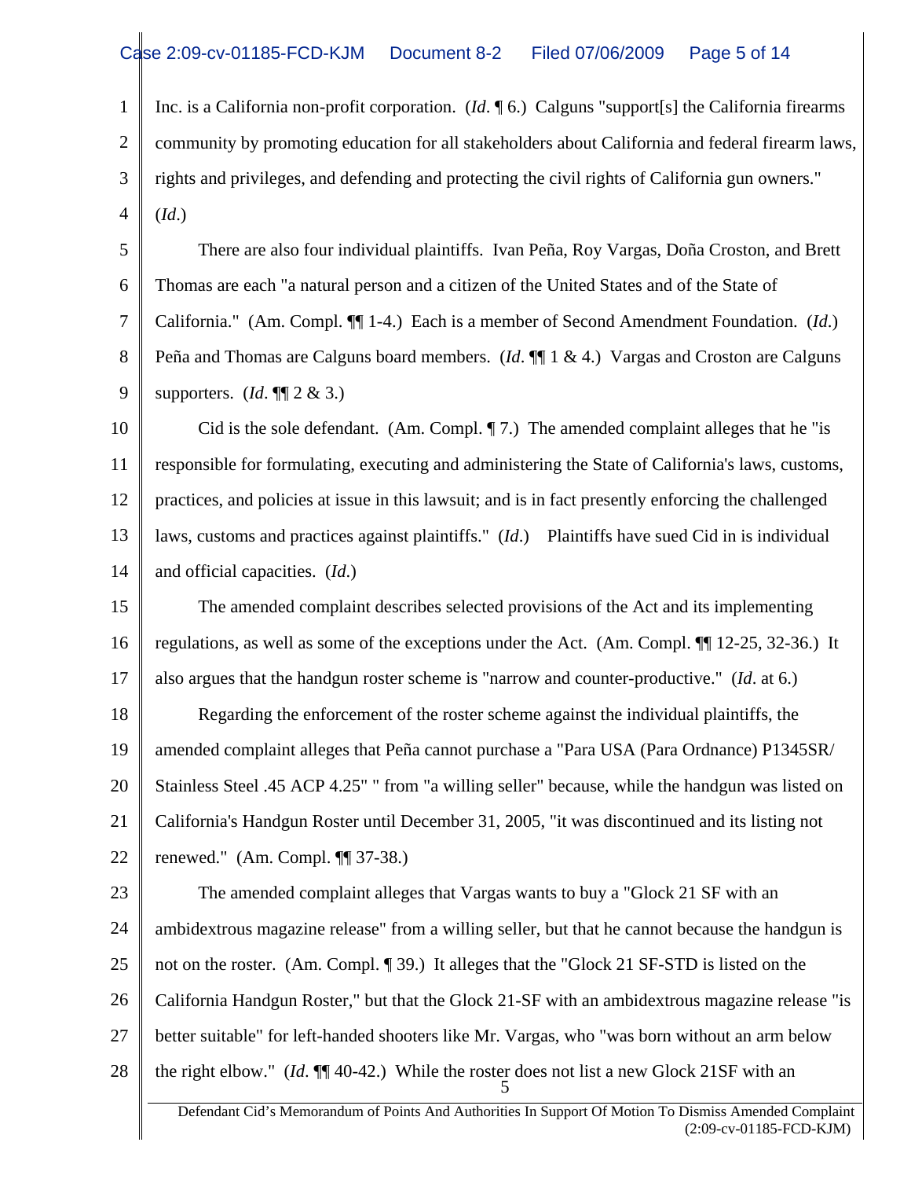Inc. is a California non-profit corporation. (*Id*. ¶ 6.) Calguns "support[s] the California firearms community by promoting education for all stakeholders about California and federal firearm laws, rights and privileges, and defending and protecting the civil rights of California gun owners." (*Id*.)

There are also four individual plaintiffs. Ivan Peña, Roy Vargas, Doña Croston, and Brett Thomas are each "a natural person and a citizen of the United States and of the State of California." (Am. Compl. ¶¶ 1-4.) Each is a member of Second Amendment Foundation. (*Id*.) Peña and Thomas are Calguns board members. (*Id*. ¶¶ 1 & 4.) Vargas and Croston are Calguns supporters. (*Id*. ¶¶ 2 & 3.)

Cid is the sole defendant. (Am. Compl. ¶ 7.) The amended complaint alleges that he "is responsible for formulating, executing and administering the State of California's laws, customs, practices, and policies at issue in this lawsuit; and is in fact presently enforcing the challenged laws, customs and practices against plaintiffs." (*Id*.) Plaintiffs have sued Cid in is individual and official capacities. (*Id*.)

The amended complaint describes selected provisions of the Act and its implementing regulations, as well as some of the exceptions under the Act. (Am. Compl. ¶¶ 12-25, 32-36.) It also argues that the handgun roster scheme is "narrow and counter-productive." (*Id*. at 6.)

Regarding the enforcement of the roster scheme against the individual plaintiffs, the amended complaint alleges that Peña cannot purchase a "Para USA (Para Ordnance) P1345SR/ Stainless Steel .45 ACP 4.25" " from "a willing seller" because, while the handgun was listed on California's Handgun Roster until December 31, 2005, "it was discontinued and its listing not renewed." (Am. Compl. ¶¶ 37-38.)

The amended complaint alleges that Vargas wants to buy a "Glock 21 SF with an ambidextrous magazine release" from a willing seller, but that he cannot because the handgun is not on the roster. (Am. Compl. ¶ 39.) It alleges that the "Glock 21 SF-STD is listed on the California Handgun Roster," but that the Glock 21-SF with an ambidextrous magazine release "is better suitable" for left-handed shooters like Mr. Vargas, who "was born without an arm below the right elbow." (*Id*. ¶¶ 40-42.) While the roster does not list a new Glock 21SF with an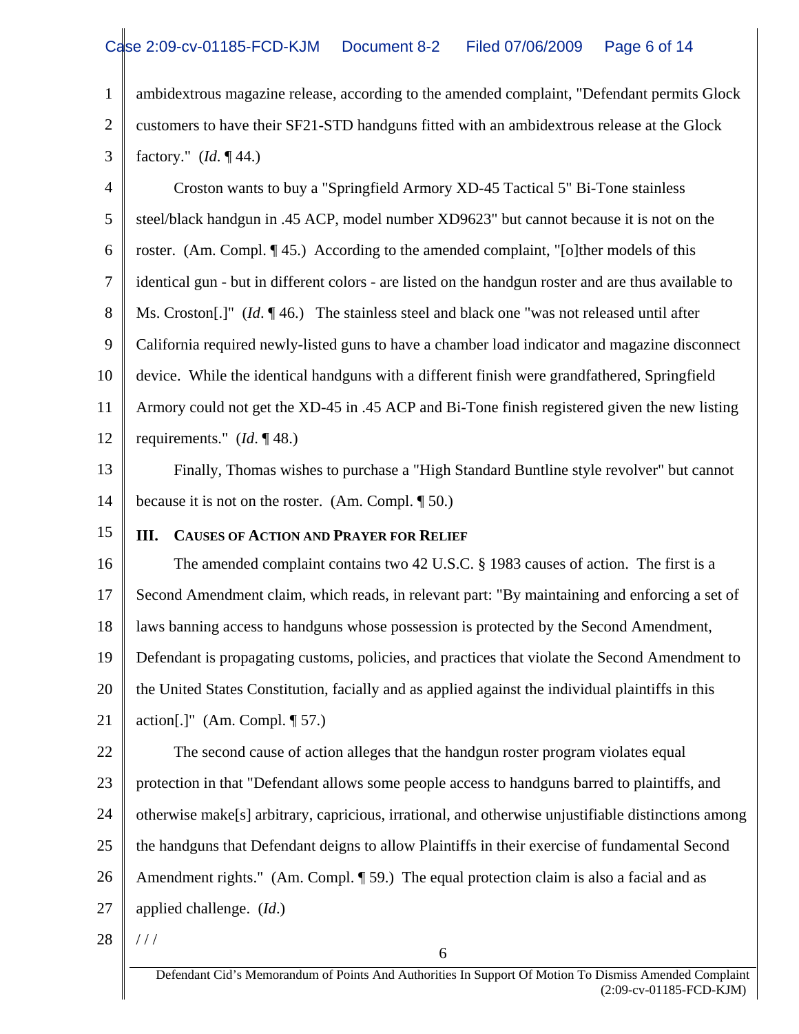ambidextrous magazine release, according to the amended complaint, "Defendant permits Glock customers to have their SF21-STD handguns fitted with an ambidextrous release at the Glock factory." (*Id*. ¶ 44.)

Croston wants to buy a "Springfield Armory XD-45 Tactical 5" Bi-Tone stainless steel/black handgun in .45 ACP, model number XD9623" but cannot because it is not on the roster. (Am. Compl. ¶ 45.) According to the amended complaint, "[o]ther models of this identical gun - but in different colors - are listed on the handgun roster and are thus available to Ms. Croston[.]" (*Id*. ¶ 46.) The stainless steel and black one "was not released until after California required newly-listed guns to have a chamber load indicator and magazine disconnect device. While the identical handguns with a different finish were grandfathered, Springfield Armory could not get the XD-45 in .45 ACP and Bi-Tone finish registered given the new listing requirements." (*Id*. ¶ 48.)

Finally, Thomas wishes to purchase a "High Standard Buntline style revolver" but cannot because it is not on the roster. (Am. Compl. ¶ 50.)

## III. Causes of Action and Prayer for Relief

The amended complaint contains two 42 U.S.C. § 1983 causes of action. The first is a Second Amendment claim, which reads, in relevant part: "By maintaining and enforcing a set of laws banning access to handguns whose possession is protected by the Second Amendment, Defendant is propagating customs, policies, and practices that violate the Second Amendment to the United States Constitution, facially and as applied against the individual plaintiffs in this action[.]" (Am. Compl. ¶ 57.)

The second cause of action alleges that the handgun roster program violates equal protection in that "Defendant allows some people access to handguns barred to plaintiffs, and otherwise make[s] arbitrary, capricious, irrational, and otherwise unjustifiable distinctions among the handguns that Defendant deigns to allow Plaintiffs in their exercise of fundamental Second Amendment rights." (Am. Compl. ¶ 59.) The equal protection claim is also a facial and as applied challenge. (*Id*.)

/ / /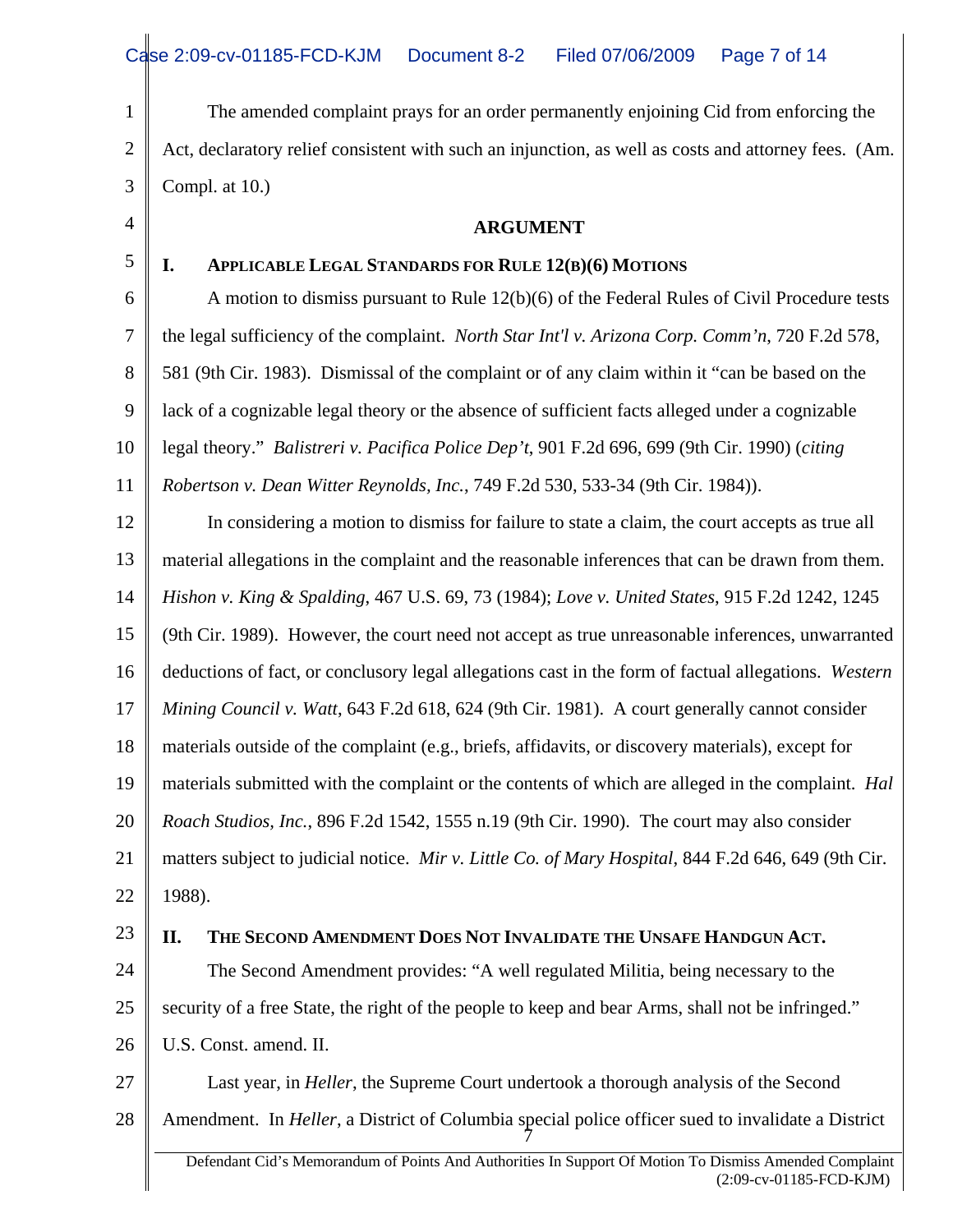The amended complaint prays for an order permanently enjoining Cid from enforcing the Act, declaratory relief consistent with such an injunction, as well as costs and attorney fees. (Am. Compl. at 10.)

## ARGUMENT

### I. Applicable Legal Standards for Rule 12(b)(6) Motions

A motion to dismiss pursuant to Rule 12(b)(6) of the Federal Rules of Civil Procedure tests the legal sufficiency of the complaint. *North Star Int'l v. Arizona Corp. Comm'n*, 720 F.2d 578, 581 (9th Cir. 1983). Dismissal of the complaint or of any claim within it "can be based on the lack of a cognizable legal theory or the absence of sufficient facts alleged under a cognizable legal theory." *Balistreri v. Pacifica Police Dep't*, 901 F.2d 696, 699 (9th Cir. 1990) (*citing Robertson v. Dean Witter Reynolds, Inc.*, 749 F.2d 530, 533-34 (9th Cir. 1984)).

In considering a motion to dismiss for failure to state a claim, the court accepts as true all material allegations in the complaint and the reasonable inferences that can be drawn from them. *Hishon v. King & Spalding,* 467 U.S. 69, 73 (1984); *Love v. United States*, 915 F.2d 1242, 1245 (9th Cir. 1989). However, the court need not accept as true unreasonable inferences, unwarranted deductions of fact, or conclusory legal allegations cast in the form of factual allegations. *Western Mining Council v. Watt*, 643 F.2d 618, 624 (9th Cir. 1981). A court generally cannot consider materials outside of the complaint (e.g., briefs, affidavits, or discovery materials), except for materials submitted with the complaint or the contents of which are alleged in the complaint. *Hal Roach Studios, Inc.*, 896 F.2d 1542, 1555 n.19 (9th Cir. 1990). The court may also consider matters subject to judicial notice. *Mir v. Little Co. of Mary Hospital*, 844 F.2d 646, 649 (9th Cir. 1988).

### II. The Second Amendment Does Not Invalidate the Unsafe Handgun Act.

The Second Amendment provides: "A well regulated Militia, being necessary to the security of a free State, the right of the people to keep and bear Arms, shall not be infringed." U.S. Const. amend. II.

Last year, in *Heller*, the Supreme Court undertook a thorough analysis of the Second Amendment. In *Heller*, a District of Columbia special police officer sued to invalidate a District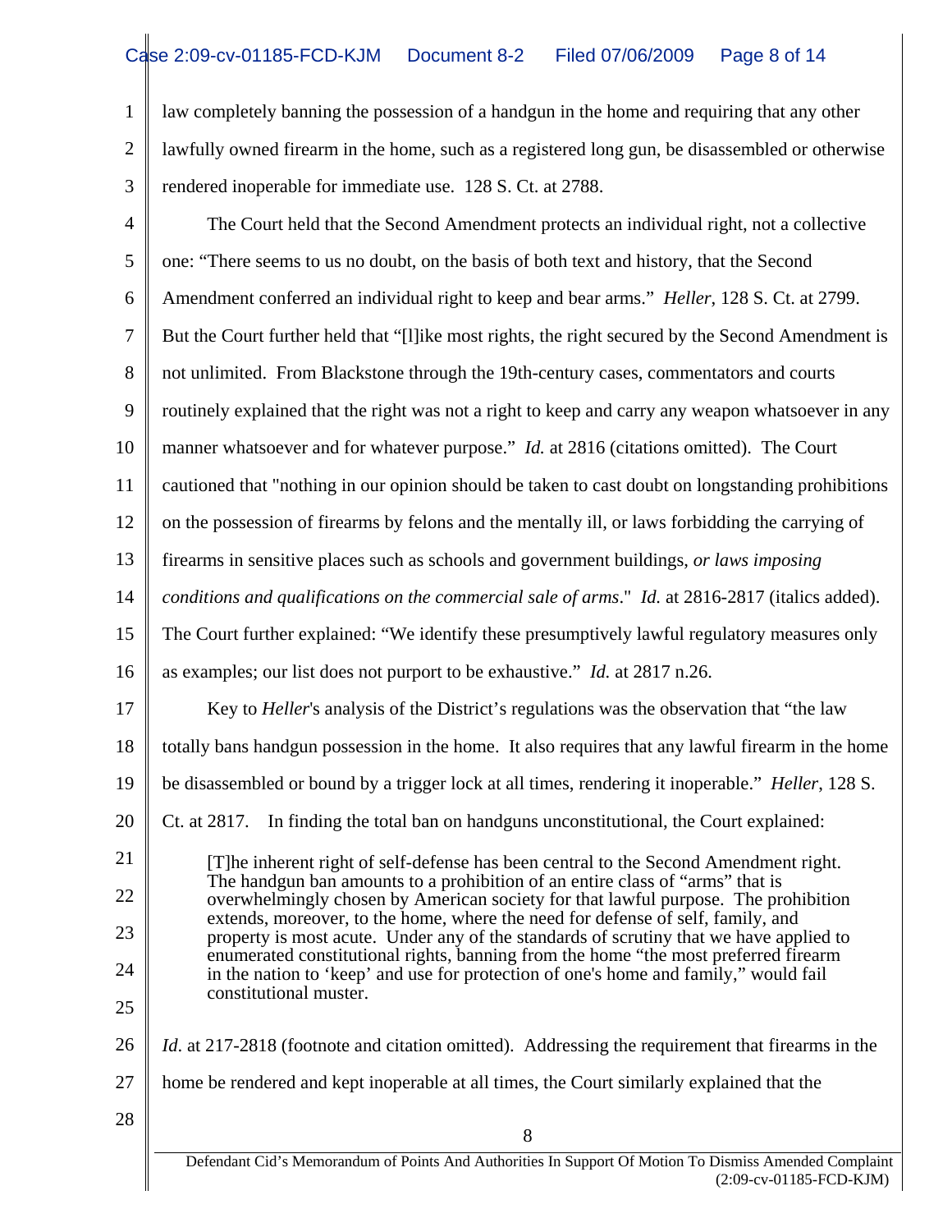law completely banning the possession of a handgun in the home and requiring that any other lawfully owned firearm in the home, such as a registered long gun, be disassembled or otherwise rendered inoperable for immediate use. 128 S. Ct. at 2788.

The Court held that the Second Amendment protects an individual right, not a collective one: "There seems to us no doubt, on the basis of both text and history, that the Second Amendment conferred an individual right to keep and bear arms." *Heller*, 128 S. Ct. at 2799. But the Court further held that "[l]ike most rights, the right secured by the Second Amendment is not unlimited. From Blackstone through the 19th-century cases, commentators and courts routinely explained that the right was not a right to keep and carry any weapon whatsoever in any manner whatsoever and for whatever purpose." *Id.* at 2816 (citations omitted). The Court cautioned that "nothing in our opinion should be taken to cast doubt on longstanding prohibitions on the possession of firearms by felons and the mentally ill, or laws forbidding the carrying of firearms in sensitive places such as schools and government buildings, *or laws imposing conditions and qualifications on the commercial sale of arms*." *Id.* at 2816-2817 (italics added). The Court further explained: "We identify these presumptively lawful regulatory measures only as examples; our list does not purport to be exhaustive." *Id.* at 2817 n.26.

Key to *Heller*'s analysis of the District's regulations was the observation that "the law totally bans handgun possession in the home. It also requires that any lawful firearm in the home be disassembled or bound by a trigger lock at all times, rendering it inoperable." *Heller*, 128 S. Ct. at 2817. In finding the total ban on handguns unconstitutional, the Court explained:

> [T]he inherent right of self-defense has been central to the Second Amendment right. The handgun ban amounts to a prohibition of an entire class of "arms" that is overwhelmingly chosen by American society for that lawful purpose. The prohibition extends, moreover, to the home, where the need for defense of self, family, and property is most acute. Under any of the standards of scrutiny that we have applied to enumerated constitutional rights, banning from the home "the most preferred firearm in the nation to 'keep' and use for protection of one's home and family," would fail constitutional muster.

*Id*. at 217-2818 (footnote and citation omitted). Addressing the requirement that firearms in the home be rendered and kept inoperable at all times, the Court similarly explained that the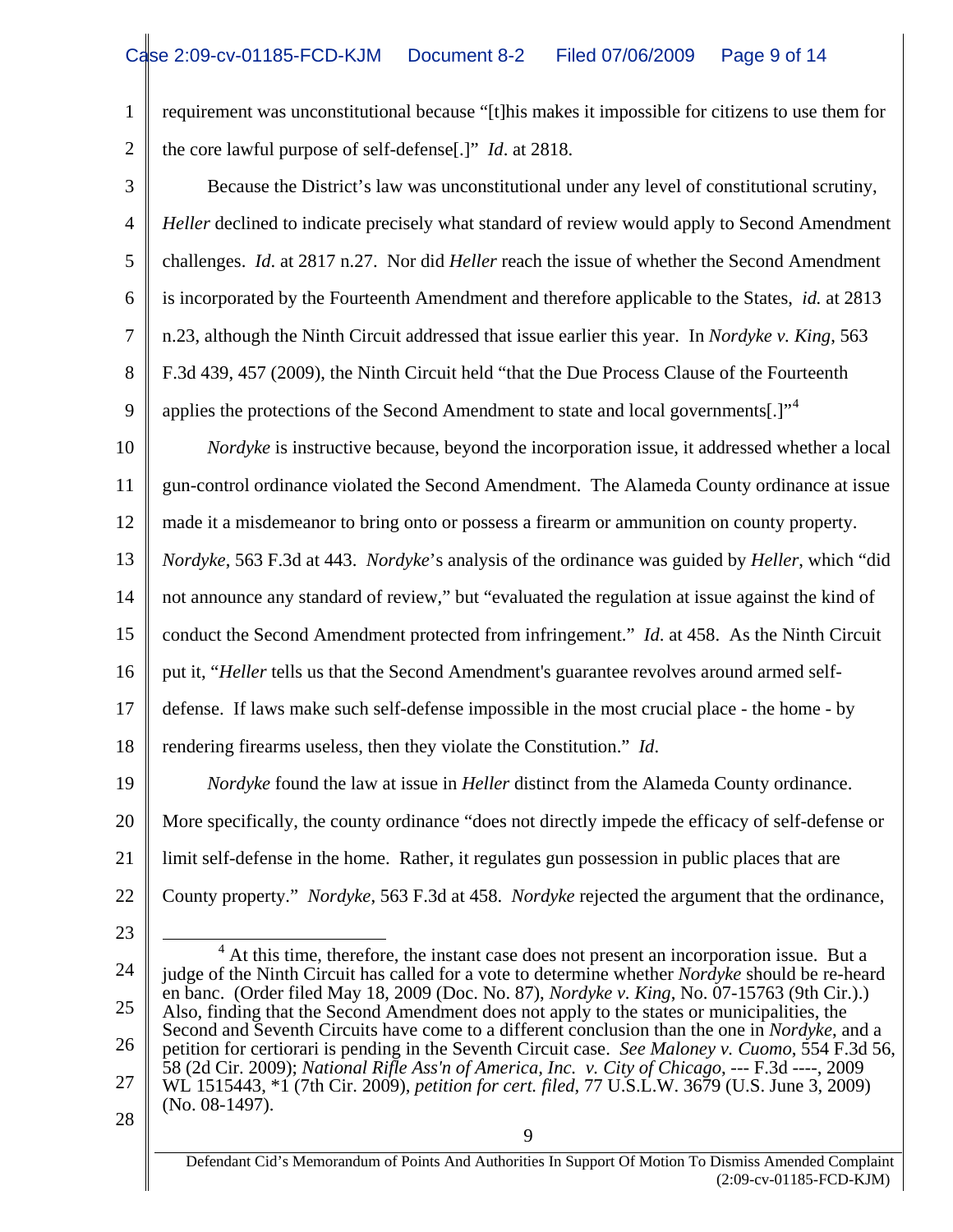requirement was unconstitutional because "[t]his makes it impossible for citizens to use them for the core lawful purpose of self-defense[.]" *Id*. at 2818.

Because the District's law was unconstitutional under any level of constitutional scrutiny, *Heller* declined to indicate precisely what standard of review would apply to Second Amendment challenges. *Id*. at 2817 n.27. Nor did *Heller* reach the issue of whether the Second Amendment is incorporated by the Fourteenth Amendment and therefore applicable to the States, *id.* at 2813 n.23, although the Ninth Circuit addressed that issue earlier this year. In *Nordyke v. King*, 563 F.3d 439, 457 (2009), the Ninth Circuit held "that the Due Process Clause of the Fourteenth applies the protections of the Second Amendment to state and local governments[.]"[4]

*Nordyke* is instructive because, beyond the incorporation issue, it addressed whether a local gun-control ordinance violated the Second Amendment. The Alameda County ordinance at issue made it a misdemeanor to bring onto or possess a firearm or ammunition on county property. *Nordyke*, 563 F.3d at 443. *Nordyke*'s analysis of the ordinance was guided by *Heller*, which "did not announce any standard of review," but "evaluated the regulation at issue against the kind of conduct the Second Amendment protected from infringement." *Id*. at 458. As the Ninth Circuit put it, "*Heller* tells us that the Second Amendment's guarantee revolves around armed self-defense. If laws make such self-defense impossible in the most crucial place - the home - by rendering firearms useless, then they violate the Constitution." *Id*.

*Nordyke* found the law at issue in *Heller* distinct from the Alameda County ordinance. More specifically, the county ordinance "does not directly impede the efficacy of self-defense or limit self-defense in the home. Rather, it regulates gun possession in public places that are County property." *Nordyke*, 563 F.3d at 458. *Nordyke* rejected the argument that the ordinance,

---

[4] At this time, therefore, the instant case does not present an incorporation issue. But a judge of the Ninth Circuit has called for a vote to determine whether *Nordyke* should be re-heard en banc. (Order filed May 18, 2009 (Doc. No. 87), *Nordyke v. King*, No. 07-15763 (9th Cir.).) Also, finding that the Second Amendment does not apply to the states or municipalities, the Second and Seventh Circuits have come to a different conclusion than the one in *Nordyke*, and a petition for certiorari is pending in the Seventh Circuit case. *See Maloney v. Cuomo*, 554 F.3d 56, 58 (2d Cir. 2009); *National Rifle Ass'n of America, Inc. v. City of Chicago*, --- F.3d ----, 2009 WL 1515443, *1 (7th Cir. 2009), *petition for cert. filed*, 77 U.S.L.W. 3679 (U.S. June 3, 2009) (No. 08-1497).

Defendant Cid's Memorandum of Points And Authorities In Support Of Motion To Dismiss Amended Complaint (2:09-cv-01185-FCD-KJM)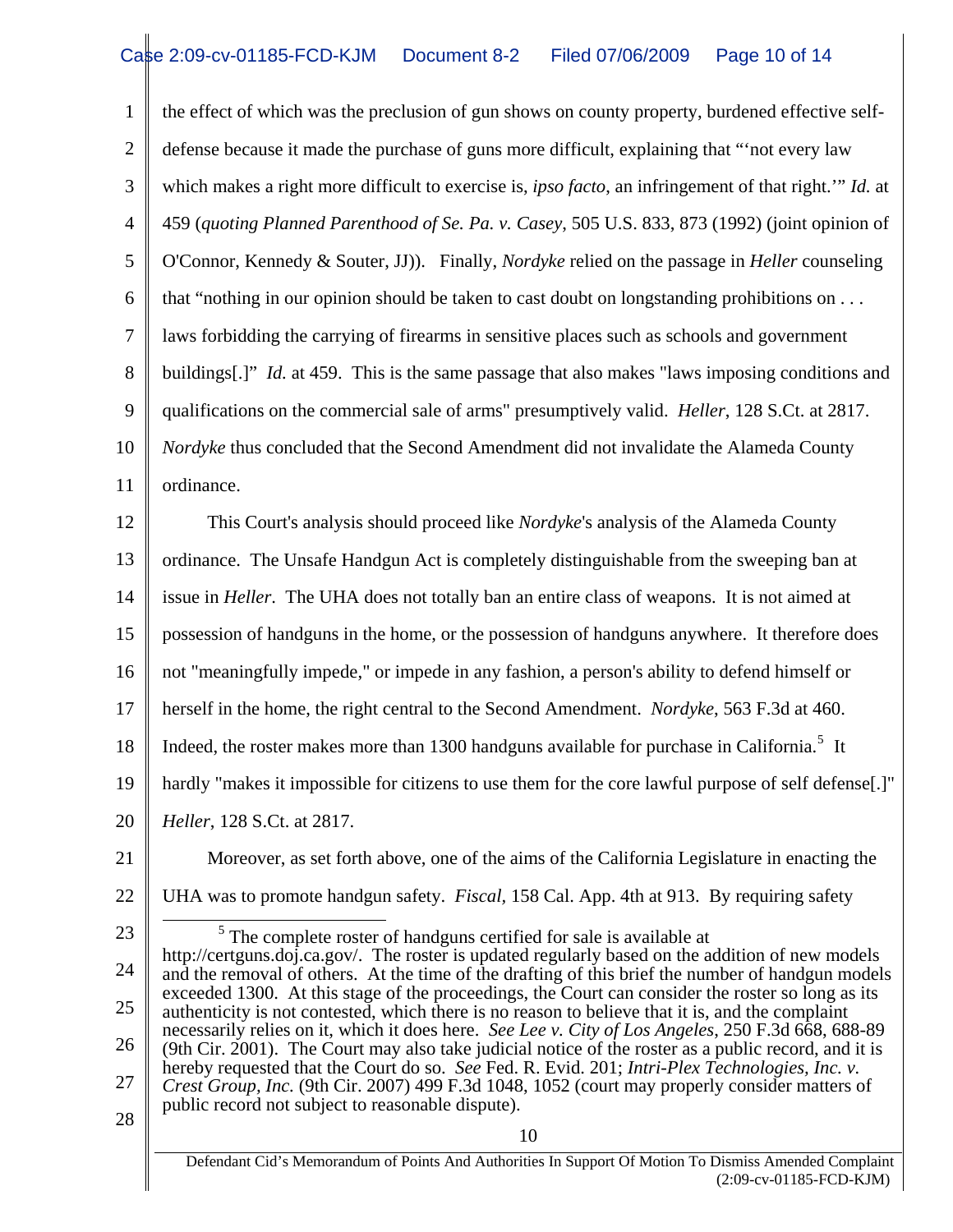the effect of which was the preclusion of gun shows on county property, burdened effective self-defense because it made the purchase of guns more difficult, explaining that "'not every law which makes a right more difficult to exercise is, *ipso facto*, an infringement of that right.'" *Id.* at 459 (*quoting Planned Parenthood of Se. Pa. v. Casey*, 505 U.S. 833, 873 (1992) (joint opinion of O'Connor, Kennedy & Souter, JJ)). Finally, *Nordyke* relied on the passage in *Heller* counseling that "nothing in our opinion should be taken to cast doubt on longstanding prohibitions on . . . laws forbidding the carrying of firearms in sensitive places such as schools and government buildings[.]" *Id.* at 459. This is the same passage that also makes "laws imposing conditions and qualifications on the commercial sale of arms" presumptively valid. *Heller*, 128 S.Ct. at 2817. *Nordyke* thus concluded that the Second Amendment did not invalidate the Alameda County ordinance.

This Court's analysis should proceed like *Nordyke*'s analysis of the Alameda County ordinance. The Unsafe Handgun Act is completely distinguishable from the sweeping ban at issue in *Heller*. The UHA does not totally ban an entire class of weapons. It is not aimed at possession of handguns in the home, or the possession of handguns anywhere. It therefore does not "meaningfully impede," or impede in any fashion, a person's ability to defend himself or herself in the home, the right central to the Second Amendment. *Nordyke*, 563 F.3d at 460. Indeed, the roster makes more than 1300 handguns available for purchase in California.[5] It hardly "makes it impossible for citizens to use them for the core lawful purpose of self defense[.]" *Heller*, 128 S.Ct. at 2817.

Moreover, as set forth above, one of the aims of the California Legislature in enacting the UHA was to promote handgun safety. *Fiscal*, 158 Cal. App. 4th at 913. By requiring safety

[5] The complete roster of handguns certified for sale is available at http://certguns.doj.ca.gov/. The roster is updated regularly based on the addition of new models and the removal of others. At the time of the drafting of this brief the number of handgun models exceeded 1300. At this stage of the proceedings, the Court can consider the roster so long as its authenticity is not contested, which there is no reason to believe that it is, and the complaint necessarily relies on it, which it does here. *See Lee v. City of Los Angeles*, 250 F.3d 668, 688-89 (9th Cir. 2001). The Court may also take judicial notice of the roster as a public record, and it is hereby requested that the Court do so. *See* Fed. R. Evid. 201; *Intri-Plex Technologies, Inc. v. Crest Group, Inc.* (9th Cir. 2007) 499 F.3d 1048, 1052 (court may properly consider matters of public record not subject to reasonable dispute).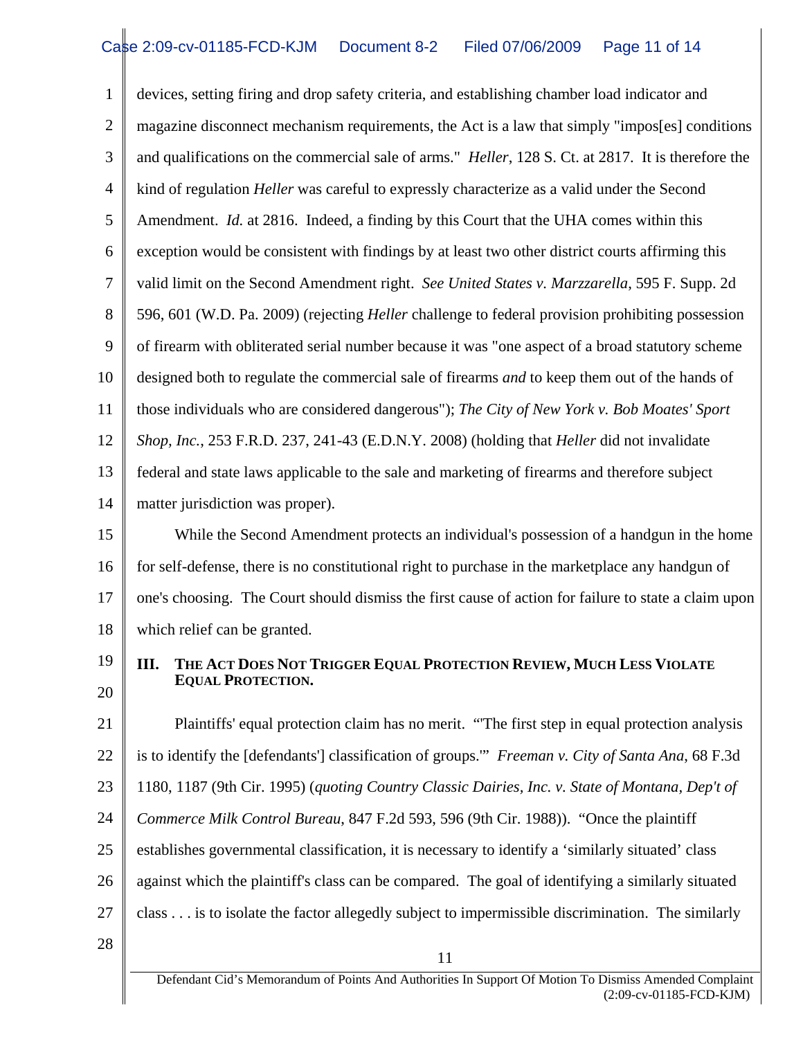devices, setting firing and drop safety criteria, and establishing chamber load indicator and magazine disconnect mechanism requirements, the Act is a law that simply "impos[es] conditions and qualifications on the commercial sale of arms." *Heller*, 128 S. Ct. at 2817. It is therefore the kind of regulation *Heller* was careful to expressly characterize as a valid under the Second Amendment. *Id.* at 2816. Indeed, a finding by this Court that the UHA comes within this exception would be consistent with findings by at least two other district courts affirming this valid limit on the Second Amendment right. *See United States v. Marzzarella*, 595 F. Supp. 2d 596, 601 (W.D. Pa. 2009) (rejecting *Heller* challenge to federal provision prohibiting possession of firearm with obliterated serial number because it was "one aspect of a broad statutory scheme designed both to regulate the commercial sale of firearms *and* to keep them out of the hands of those individuals who are considered dangerous"); *The City of New York v. Bob Moates' Sport Shop, Inc.*, 253 F.R.D. 237, 241-43 (E.D.N.Y. 2008) (holding that *Heller* did not invalidate federal and state laws applicable to the sale and marketing of firearms and therefore subject matter jurisdiction was proper).

While the Second Amendment protects an individual's possession of a handgun in the home for self-defense, there is no constitutional right to purchase in the marketplace any handgun of one's choosing. The Court should dismiss the first cause of action for failure to state a claim upon which relief can be granted.

## III. THE ACT DOES NOT TRIGGER EQUAL PROTECTION REVIEW, MUCH LESS VIOLATE EQUAL PROTECTION.

Plaintiffs' equal protection claim has no merit. "'The first step in equal protection analysis is to identify the [defendants'] classification of groups.'" *Freeman v. City of Santa Ana*, 68 F.3d 1180, 1187 (9th Cir. 1995) (*quoting Country Classic Dairies, Inc. v. State of Montana, Dep't of Commerce Milk Control Bureau*, 847 F.2d 593, 596 (9th Cir. 1988)). "Once the plaintiff establishes governmental classification, it is necessary to identify a 'similarly situated' class against which the plaintiff's class can be compared. The goal of identifying a similarly situated class . . . is to isolate the factor allegedly subject to impermissible discrimination. The similarly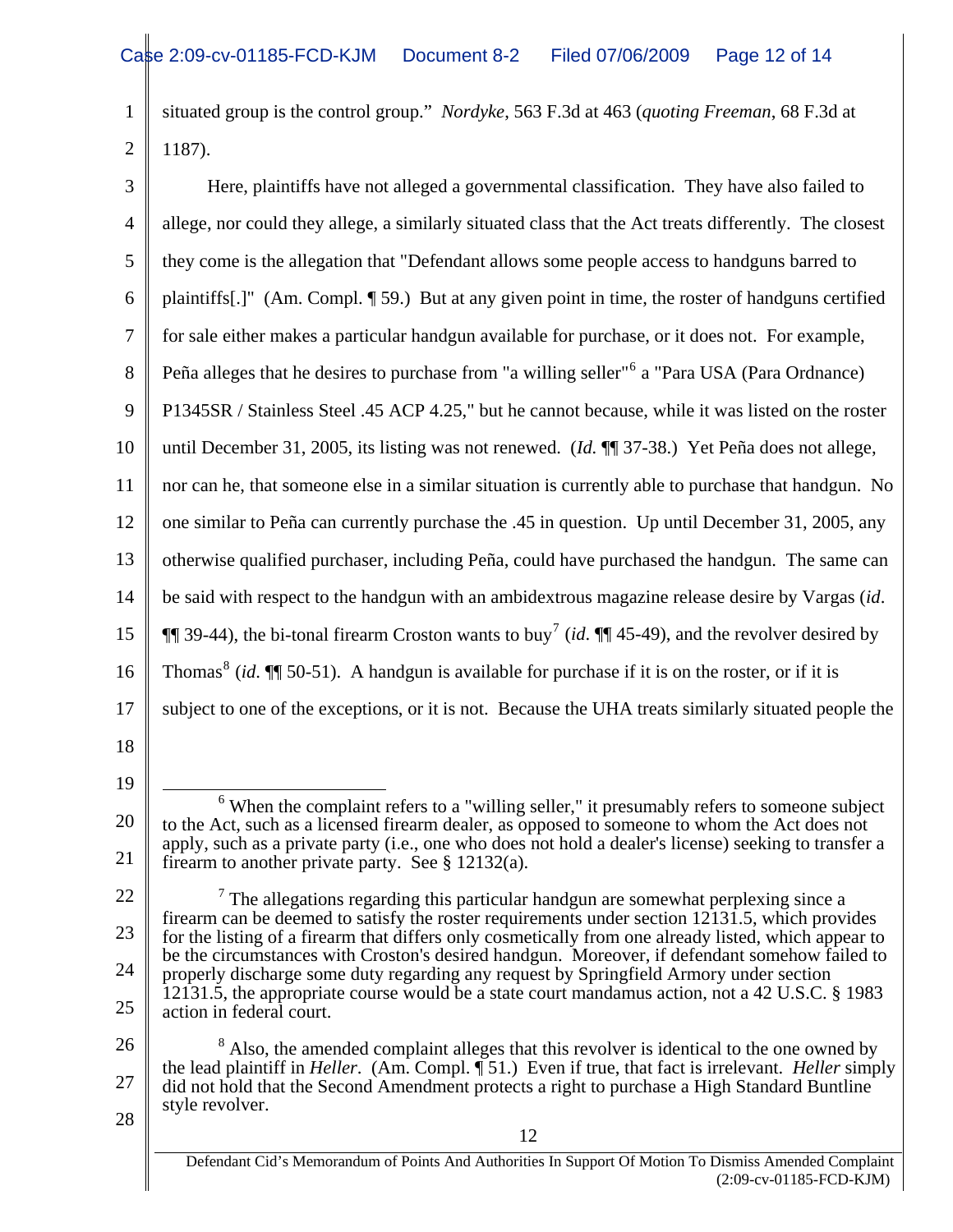situated group is the control group." *Nordyke*, 563 F.3d at 463 (*quoting Freeman*, 68 F.3d at 1187).

Here, plaintiffs have not alleged a governmental classification. They have also failed to allege, nor could they allege, a similarly situated class that the Act treats differently. The closest they come is the allegation that "Defendant allows some people access to handguns barred to plaintiffs[.]" (Am. Compl. ¶ 59.) But at any given point in time, the roster of handguns certified for sale either makes a particular handgun available for purchase, or it does not. For example, Peña alleges that he desires to purchase from "a willing seller"[6] a "Para USA (Para Ordnance) P1345SR / Stainless Steel .45 ACP 4.25," but he cannot because, while it was listed on the roster until December 31, 2005, its listing was not renewed. (*Id.* ¶¶ 37-38.) Yet Peña does not allege, nor can he, that someone else in a similar situation is currently able to purchase that handgun. No one similar to Peña can currently purchase the .45 in question. Up until December 31, 2005, any otherwise qualified purchaser, including Peña, could have purchased the handgun. The same can be said with respect to the handgun with an ambidextrous magazine release desire by Vargas (*id*. ¶¶ 39-44), the bi-tonal firearm Croston wants to buy[7] (*id*. ¶¶ 45-49), and the revolver desired by Thomas[8] (*id*. ¶¶ 50-51). A handgun is available for purchase if it is on the roster, or if it is subject to one of the exceptions, or it is not. Because the UHA treats similarly situated people the

---

[6] When the complaint refers to a "willing seller," it presumably refers to someone subject to the Act, such as a licensed firearm dealer, as opposed to someone to whom the Act does not apply, such as a private party (i.e., one who does not hold a dealer's license) seeking to transfer a firearm to another private party. See § 12132(a).

[7] The allegations regarding this particular handgun are somewhat perplexing since a firearm can be deemed to satisfy the roster requirements under section 12131.5, which provides for the listing of a firearm that differs only cosmetically from one already listed, which appear to be the circumstances with Croston's desired handgun. Moreover, if defendant somehow failed to properly discharge some duty regarding any request by Springfield Armory under section 12131.5, the appropriate course would be a state court mandamus action, not a 42 U.S.C. § 1983 action in federal court.

[8] Also, the amended complaint alleges that this revolver is identical to the one owned by the lead plaintiff in *Heller*. (Am. Compl. ¶ 51.) Even if true, that fact is irrelevant. *Heller* simply did not hold that the Second Amendment protects a right to purchase a High Standard Buntline style revolver.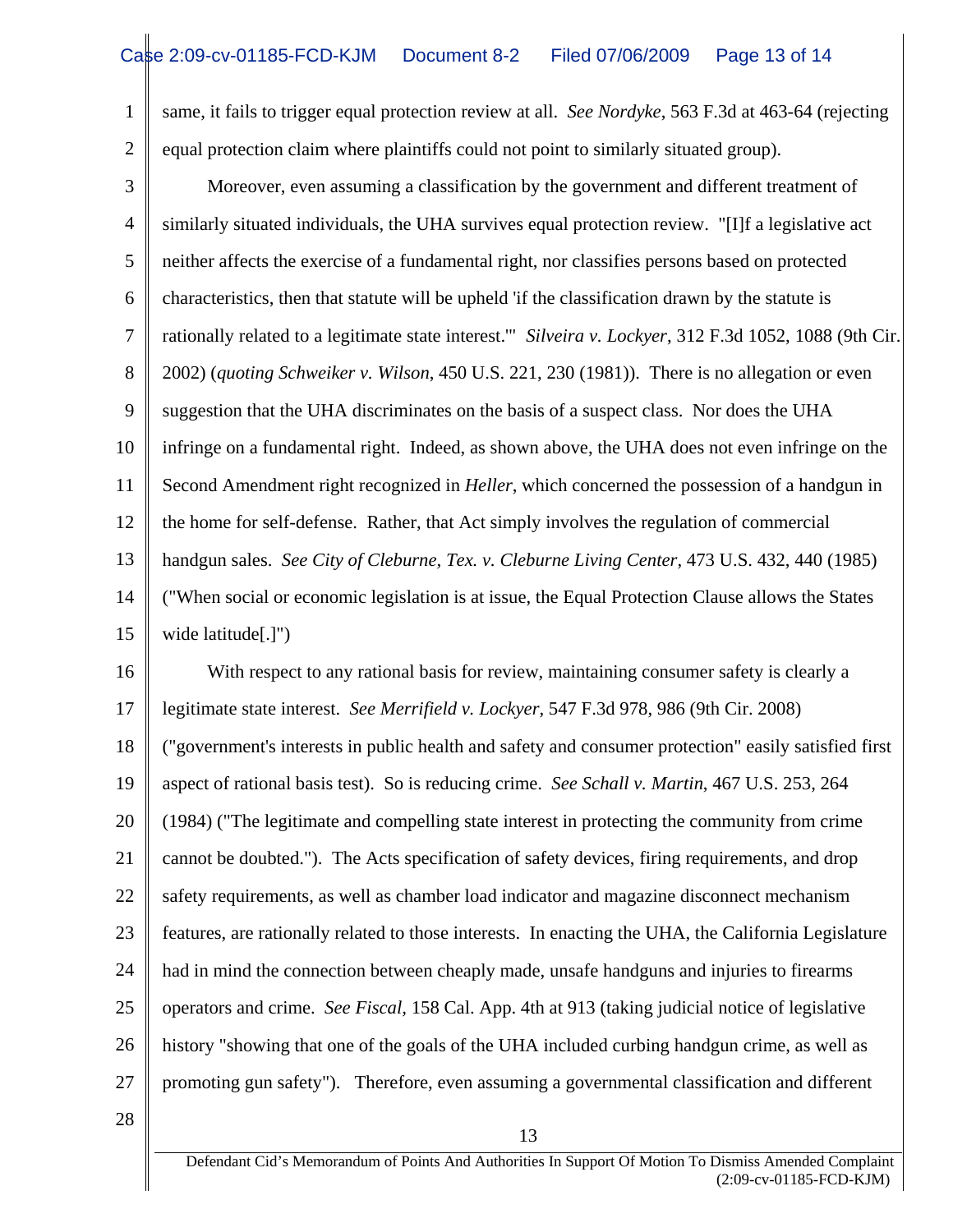same, it fails to trigger equal protection review at all. *See Nordyke*, 563 F.3d at 463-64 (rejecting equal protection claim where plaintiffs could not point to similarly situated group).

Moreover, even assuming a classification by the government and different treatment of similarly situated individuals, the UHA survives equal protection review. "[I]f a legislative act neither affects the exercise of a fundamental right, nor classifies persons based on protected characteristics, then that statute will be upheld 'if the classification drawn by the statute is rationally related to a legitimate state interest.'" *Silveira v. Lockyer*, 312 F.3d 1052, 1088 (9th Cir. 2002) (*quoting Schweiker v. Wilson*, 450 U.S. 221, 230 (1981)). There is no allegation or even suggestion that the UHA discriminates on the basis of a suspect class. Nor does the UHA infringe on a fundamental right. Indeed, as shown above, the UHA does not even infringe on the Second Amendment right recognized in *Heller*, which concerned the possession of a handgun in the home for self-defense. Rather, that Act simply involves the regulation of commercial handgun sales. *See City of Cleburne, Tex. v. Cleburne Living Center*, 473 U.S. 432, 440 (1985) ("When social or economic legislation is at issue, the Equal Protection Clause allows the States wide latitude[.]")

With respect to any rational basis for review, maintaining consumer safety is clearly a legitimate state interest. *See Merrifield v. Lockyer*, 547 F.3d 978, 986 (9th Cir. 2008) ("government's interests in public health and safety and consumer protection" easily satisfied first aspect of rational basis test). So is reducing crime. *See Schall v. Martin*, 467 U.S. 253, 264 (1984) ("The legitimate and compelling state interest in protecting the community from crime cannot be doubted."). The Acts specification of safety devices, firing requirements, and drop safety requirements, as well as chamber load indicator and magazine disconnect mechanism features, are rationally related to those interests. In enacting the UHA, the California Legislature had in mind the connection between cheaply made, unsafe handguns and injuries to firearms operators and crime. *See Fiscal*, 158 Cal. App. 4th at 913 (taking judicial notice of legislative history "showing that one of the goals of the UHA included curbing handgun crime, as well as promoting gun safety"). Therefore, even assuming a governmental classification and different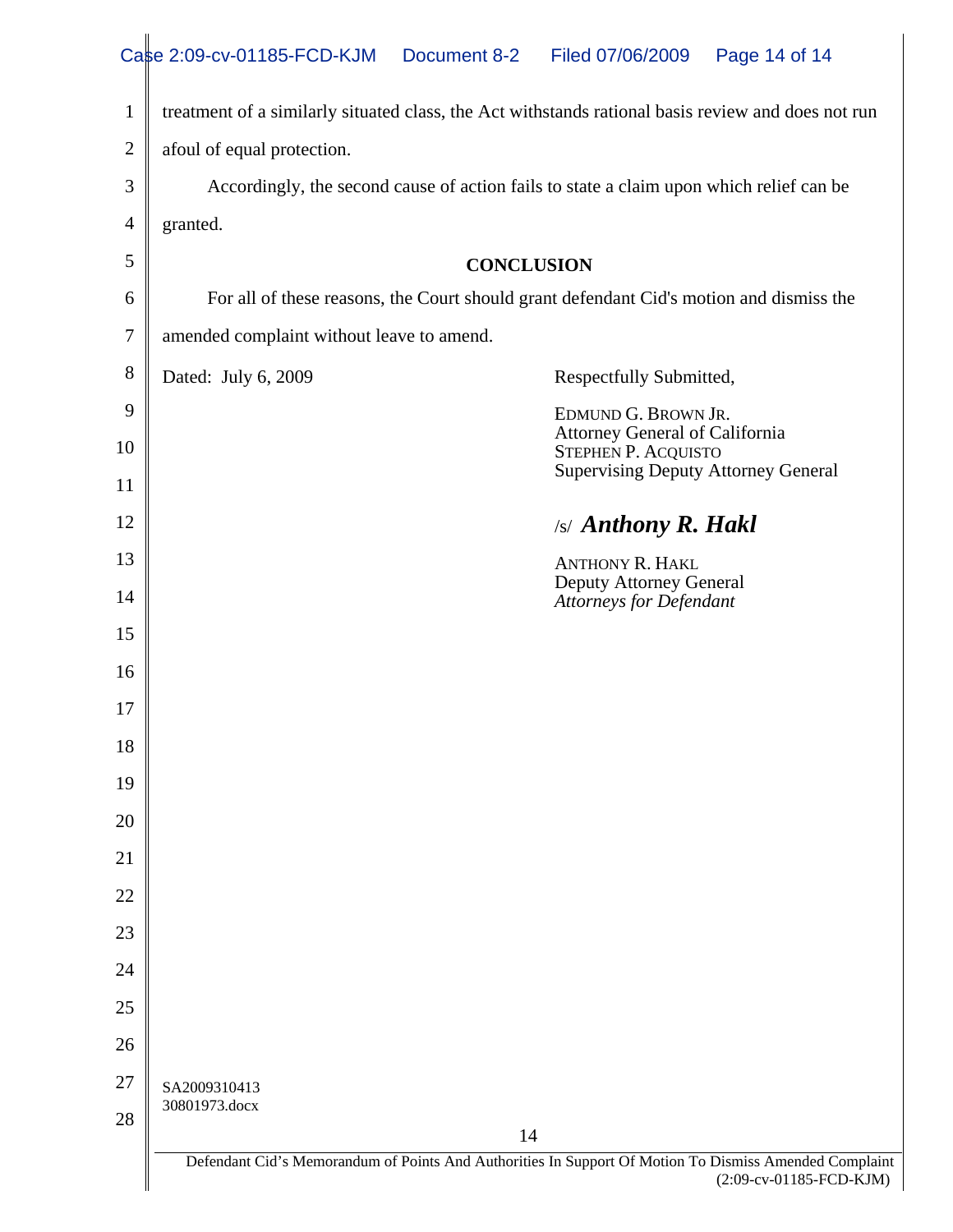treatment of a similarly situated class, the Act withstands rational basis review and does not run afoul of equal protection.

Accordingly, the second cause of action fails to state a claim upon which relief can be granted.

## CONCLUSION

For all of these reasons, the Court should grant defendant Cid's motion and dismiss the amended complaint without leave to amend.

Dated: July 6, 2009

Respectfully Submitted,

EDMUND G. BROWN JR.
Attorney General of California
STEPHEN P. ACQUISTO
Supervising Deputy Attorney General

/s/ ***Anthony R. Hakl***

ANTHONY R. HAKL
Deputy Attorney General
*Attorneys for Defendant*

SA2009310413
30801973.docx